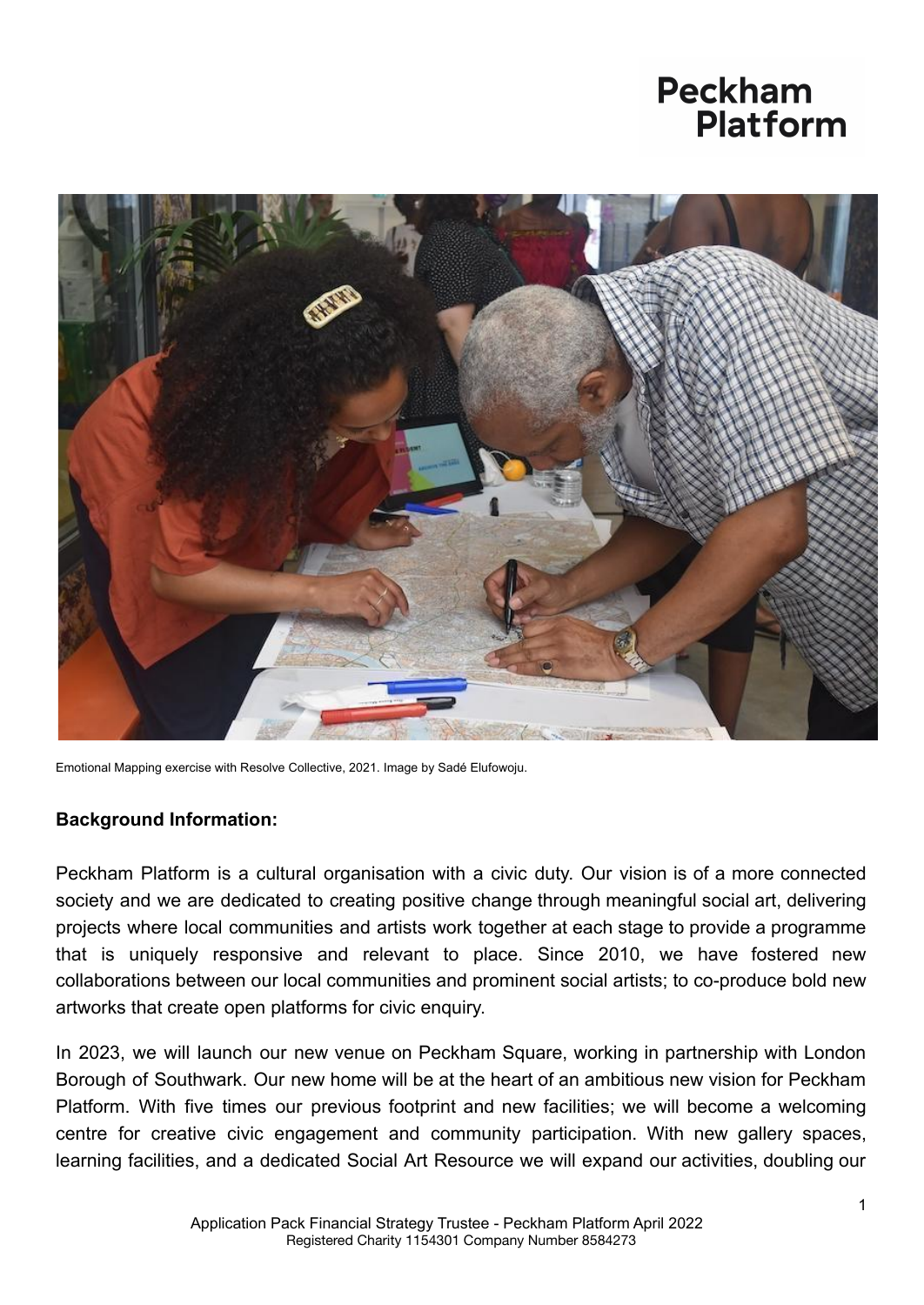Peckham Platform

Emotional Mapping exercise with Resolve Collective, 2021. Image by Sadé Elufowoju.

**Background Information:**

Peckham Platform is a cultural organisation with a civic duty. Our vision is of a more connected society and we are dedicated to creating positive change through meaningful social art, delivering projects where local communities and artists work together at each stage to provide a programme that is uniquely responsive and relevant to place. Since 2010, we have fostered new collaborations between our local communities and prominent social artists; to co-produce bold new artworks that create open platforms for civic enquiry.

In 2023, we will launch our new venue on Peckham Square, working in partnership with London Borough of Southwark. Our new home will be at the heart of an ambitious new vision for Peckham Platform. With five times our previous footprint and new facilities; we will become a welcoming centre for creative civic engagement and community participation. With new gallery spaces, learning facilities, and a dedicated Social Art Resource we will expand our activities, doubling our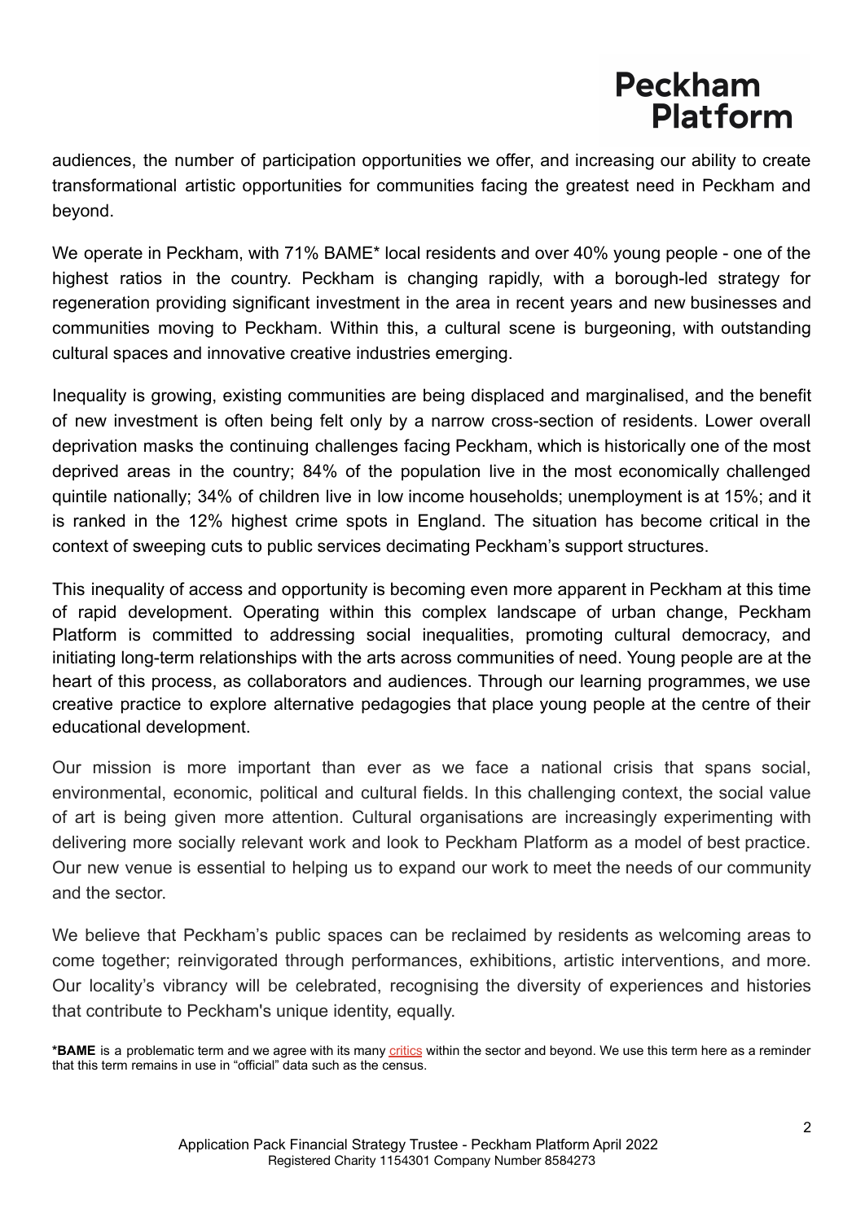audiences, the number of participation opportunities we offer, and increasing our ability to create transformational artistic opportunities for communities facing the greatest need in Peckham and beyond.

We operate in Peckham, with 71% BAME* local residents and over 40% young people - one of the highest ratios in the country. Peckham is changing rapidly, with a borough-led strategy for regeneration providing significant investment in the area in recent years and new businesses and communities moving to Peckham. Within this, a cultural scene is burgeoning, with outstanding cultural spaces and innovative creative industries emerging.

Inequality is growing, existing communities are being displaced and marginalised, and the benefit of new investment is often being felt only by a narrow cross-section of residents. Lower overall deprivation masks the continuing challenges facing Peckham, which is historically one of the most deprived areas in the country; 84% of the population live in the most economically challenged quintile nationally; 34% of children live in low income households; unemployment is at 15%; and it is ranked in the 12% highest crime spots in England. The situation has become critical in the context of sweeping cuts to public services decimating Peckham's support structures.

This inequality of access and opportunity is becoming even more apparent in Peckham at this time of rapid development. Operating within this complex landscape of urban change, Peckham Platform is committed to addressing social inequalities, promoting cultural democracy, and initiating long-term relationships with the arts across communities of need. Young people are at the heart of this process, as collaborators and audiences. Through our learning programmes, we use creative practice to explore alternative pedagogies that place young people at the centre of their educational development.

Our mission is more important than ever as we face a national crisis that spans social, environmental, economic, political and cultural fields. In this challenging context, the social value of art is being given more attention. Cultural organisations are increasingly experimenting with delivering more socially relevant work and look to Peckham Platform as a model of best practice. Our new venue is essential to helping us to expand our work to meet the needs of our community and the sector.

We believe that Peckham's public spaces can be reclaimed by residents as welcoming areas to come together; reinvigorated through performances, exhibitions, artistic interventions, and more. Our locality's vibrancy will be celebrated, recognising the diversity of experiences and histories that contribute to Peckham's unique identity, equally.

***BAME** is a problematic term and we agree with its many critics within the sector and beyond. We use this term here as a reminder that this term remains in use in "official" data such as the census.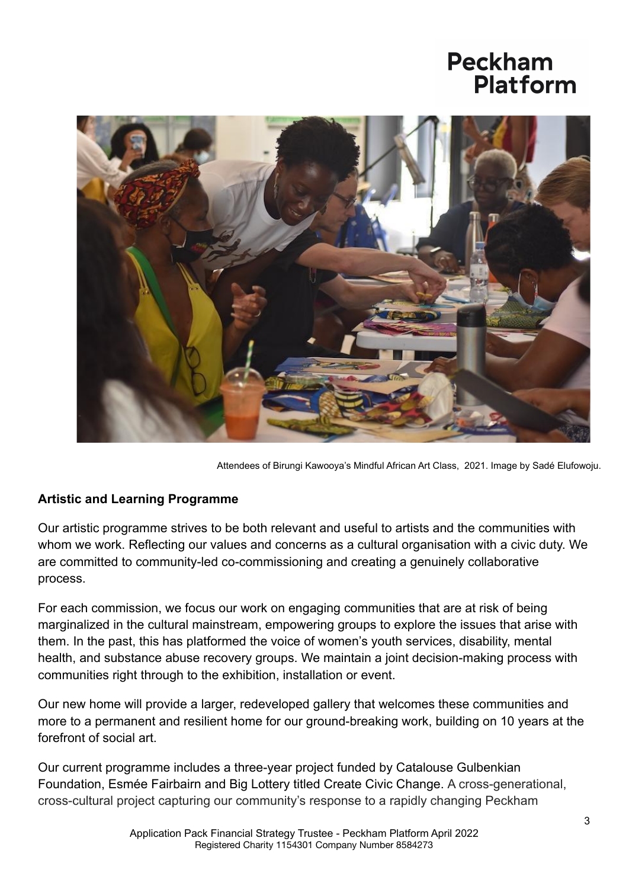Attendees of Birungi Kawooya's Mindful African Art Class, 2021. Image by Sadé Elufowoju.

**Artistic and Learning Programme**

Our artistic programme strives to be both relevant and useful to artists and the communities with whom we work. Reflecting our values and concerns as a cultural organisation with a civic duty. We are committed to community-led co-commissioning and creating a genuinely collaborative process.

For each commission, we focus our work on engaging communities that are at risk of being marginalized in the cultural mainstream, empowering groups to explore the issues that arise with them. In the past, this has platformed the voice of women's youth services, disability, mental health, and substance abuse recovery groups. We maintain a joint decision-making process with communities right through to the exhibition, installation or event.

Our new home will provide a larger, redeveloped gallery that welcomes these communities and more to a permanent and resilient home for our ground-breaking work, building on 10 years at the forefront of social art.

Our current programme includes a three-year project funded by Catalouse Gulbenkian Foundation, Esmée Fairbairn and Big Lottery titled Create Civic Change. A cross-generational, cross-cultural project capturing our community's response to a rapidly changing Peckham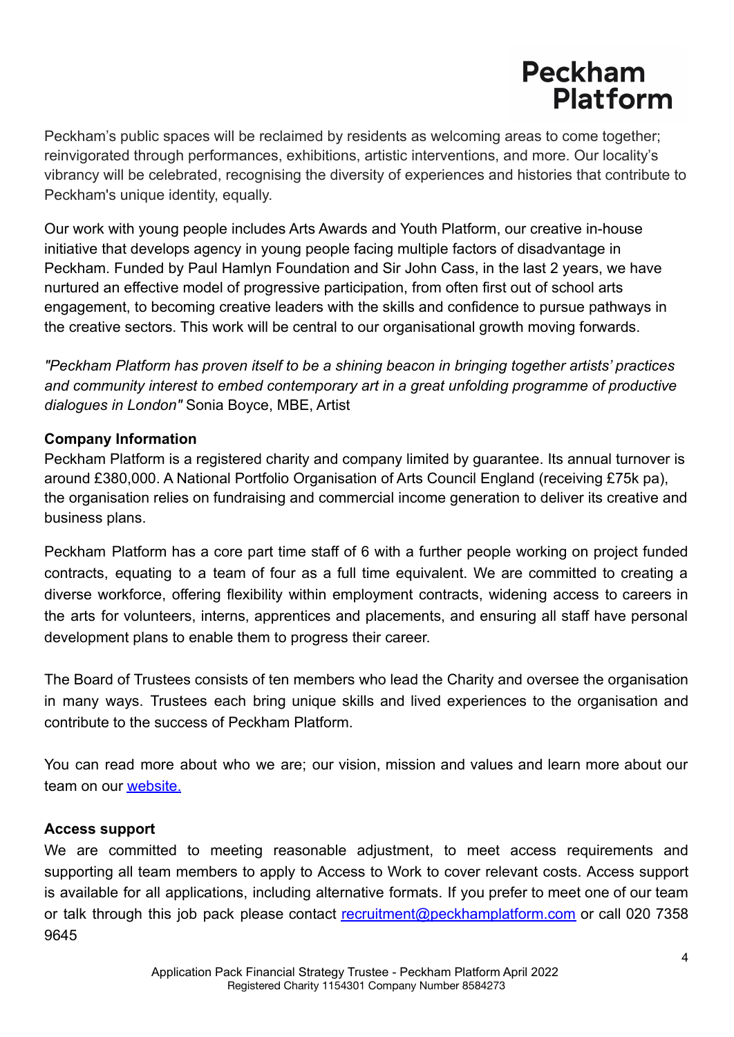Peckham's public spaces will be reclaimed by residents as welcoming areas to come together; reinvigorated through performances, exhibitions, artistic interventions, and more. Our locality's vibrancy will be celebrated, recognising the diversity of experiences and histories that contribute to Peckham's unique identity, equally.

Our work with young people includes Arts Awards and Youth Platform, our creative in-house initiative that develops agency in young people facing multiple factors of disadvantage in Peckham. Funded by Paul Hamlyn Foundation and Sir John Cass, in the last 2 years, we have nurtured an effective model of progressive participation, from often first out of school arts engagement, to becoming creative leaders with the skills and confidence to pursue pathways in the creative sectors. This work will be central to our organisational growth moving forwards.

*"Peckham Platform has proven itself to be a shining beacon in bringing together artists' practices and community interest to embed contemporary art in a great unfolding programme of productive dialogues in London"* Sonia Boyce, MBE, Artist

**Company Information**

Peckham Platform is a registered charity and company limited by guarantee. Its annual turnover is around £380,000. A National Portfolio Organisation of Arts Council England (receiving £75k pa), the organisation relies on fundraising and commercial income generation to deliver its creative and business plans.

Peckham Platform has a core part time staff of 6 with a further people working on project funded contracts, equating to a team of four as a full time equivalent. We are committed to creating a diverse workforce, offering flexibility within employment contracts, widening access to careers in the arts for volunteers, interns, apprentices and placements, and ensuring all staff have personal development plans to enable them to progress their career.

The Board of Trustees consists of ten members who lead the Charity and oversee the organisation in many ways. Trustees each bring unique skills and lived experiences to the organisation and contribute to the success of Peckham Platform.

You can read more about who we are; our vision, mission and values and learn more about our team on our [website.]()

**Access support**

We are committed to meeting reasonable adjustment, to meet access requirements and supporting all team members to apply to Access to Work to cover relevant costs. Access support is available for all applications, including alternative formats. If you prefer to meet one of our team or talk through this job pack please contact recruitment@peckhamplatform.com or call 020 7358 9645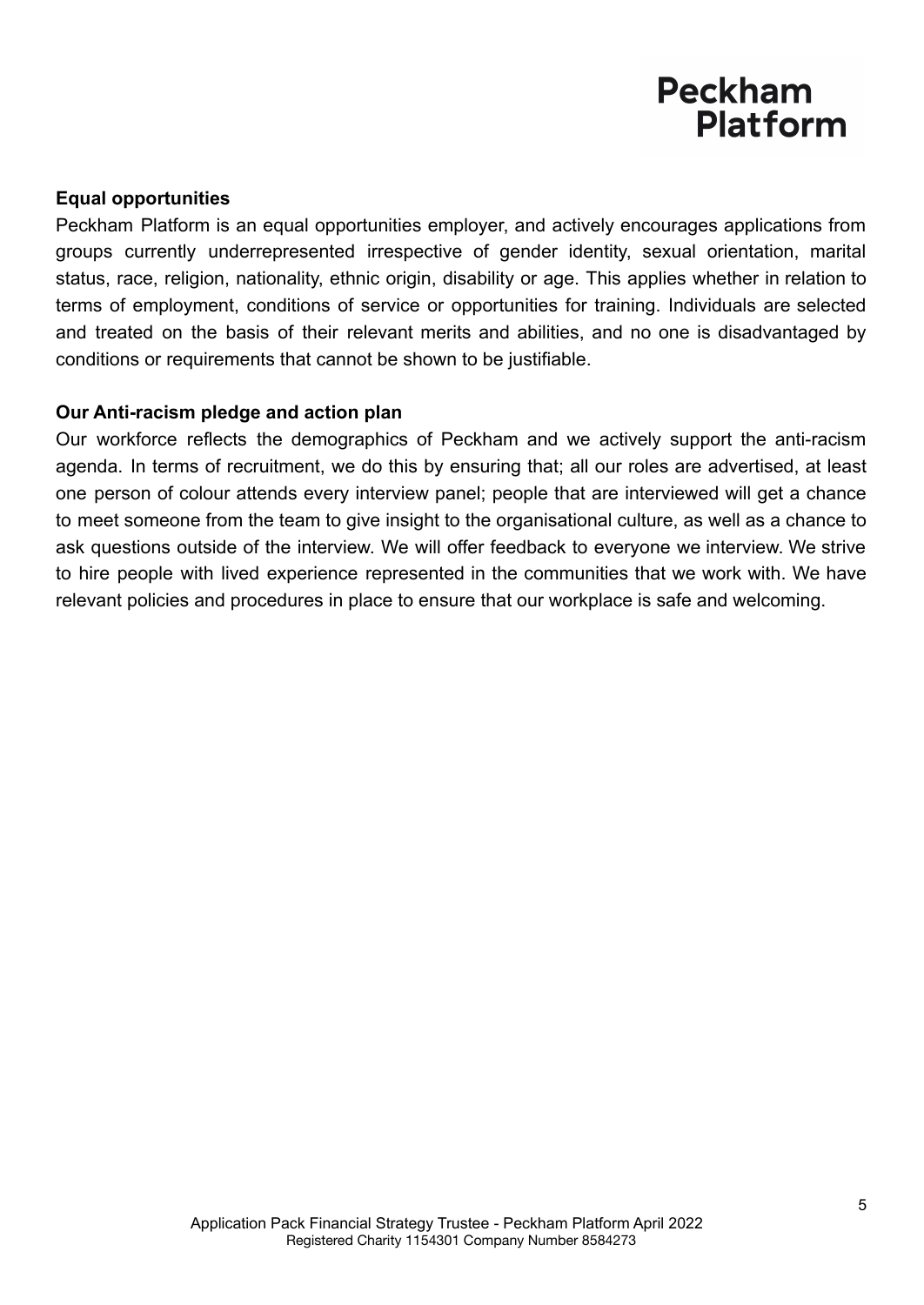**Equal opportunities**

Peckham Platform is an equal opportunities employer, and actively encourages applications from groups currently underrepresented irrespective of gender identity, sexual orientation, marital status, race, religion, nationality, ethnic origin, disability or age. This applies whether in relation to terms of employment, conditions of service or opportunities for training. Individuals are selected and treated on the basis of their relevant merits and abilities, and no one is disadvantaged by conditions or requirements that cannot be shown to be justifiable.

**Our Anti-racism pledge and action plan**

Our workforce reflects the demographics of Peckham and we actively support the anti-racism agenda. In terms of recruitment, we do this by ensuring that; all our roles are advertised, at least one person of colour attends every interview panel; people that are interviewed will get a chance to meet someone from the team to give insight to the organisational culture, as well as a chance to ask questions outside of the interview. We will offer feedback to everyone we interview. We strive to hire people with lived experience represented in the communities that we work with. We have relevant policies and procedures in place to ensure that our workplace is safe and welcoming.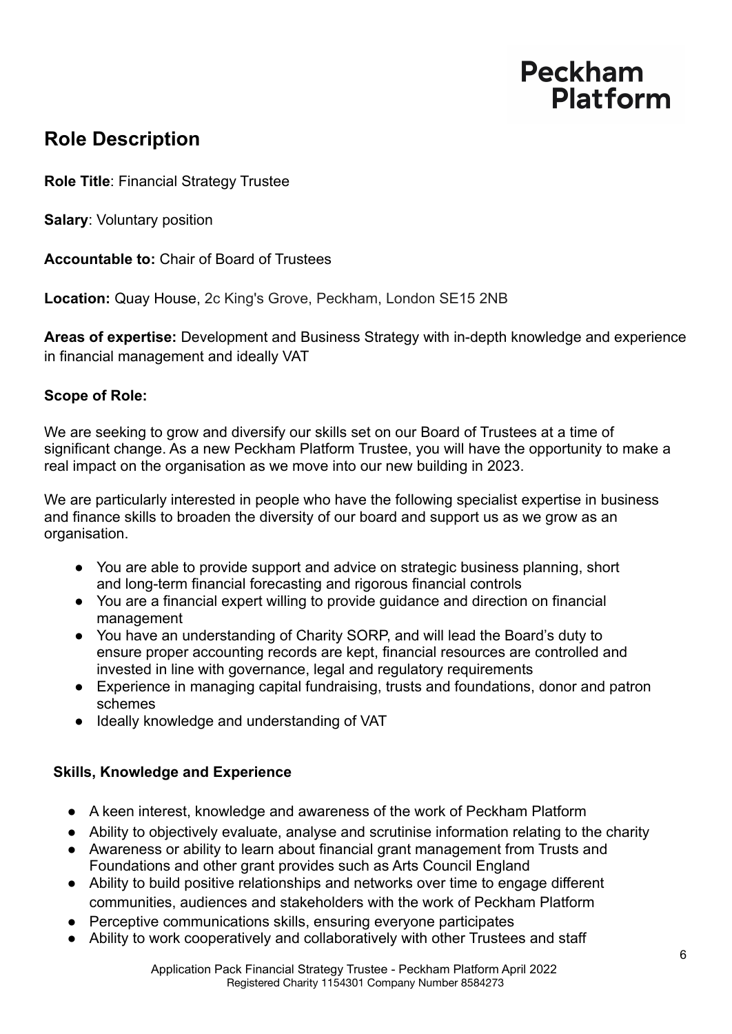Peckham Platform

## Role Description

**Role Title**: Financial Strategy Trustee

**Salary**: Voluntary position

**Accountable to:** Chair of Board of Trustees

**Location:** Quay House, 2c King's Grove, Peckham, London SE15 2NB

**Areas of expertise:** Development and Business Strategy with in-depth knowledge and experience in financial management and ideally VAT

**Scope of Role:**

We are seeking to grow and diversify our skills set on our Board of Trustees at a time of significant change. As a new Peckham Platform Trustee, you will have the opportunity to make a real impact on the organisation as we move into our new building in 2023.

We are particularly interested in people who have the following specialist expertise in business and finance skills to broaden the diversity of our board and support us as we grow as an organisation.

- You are able to provide support and advice on strategic business planning, short and long-term financial forecasting and rigorous financial controls
- You are a financial expert willing to provide guidance and direction on financial management
- You have an understanding of Charity SORP, and will lead the Board's duty to ensure proper accounting records are kept, financial resources are controlled and invested in line with governance, legal and regulatory requirements
- Experience in managing capital fundraising, trusts and foundations, donor and patron schemes
- Ideally knowledge and understanding of VAT

**Skills, Knowledge and Experience**

- A keen interest, knowledge and awareness of the work of Peckham Platform
- Ability to objectively evaluate, analyse and scrutinise information relating to the charity
- Awareness or ability to learn about financial grant management from Trusts and Foundations and other grant provides such as Arts Council England
- Ability to build positive relationships and networks over time to engage different communities, audiences and stakeholders with the work of Peckham Platform
- Perceptive communications skills, ensuring everyone participates
- Ability to work cooperatively and collaboratively with other Trustees and staff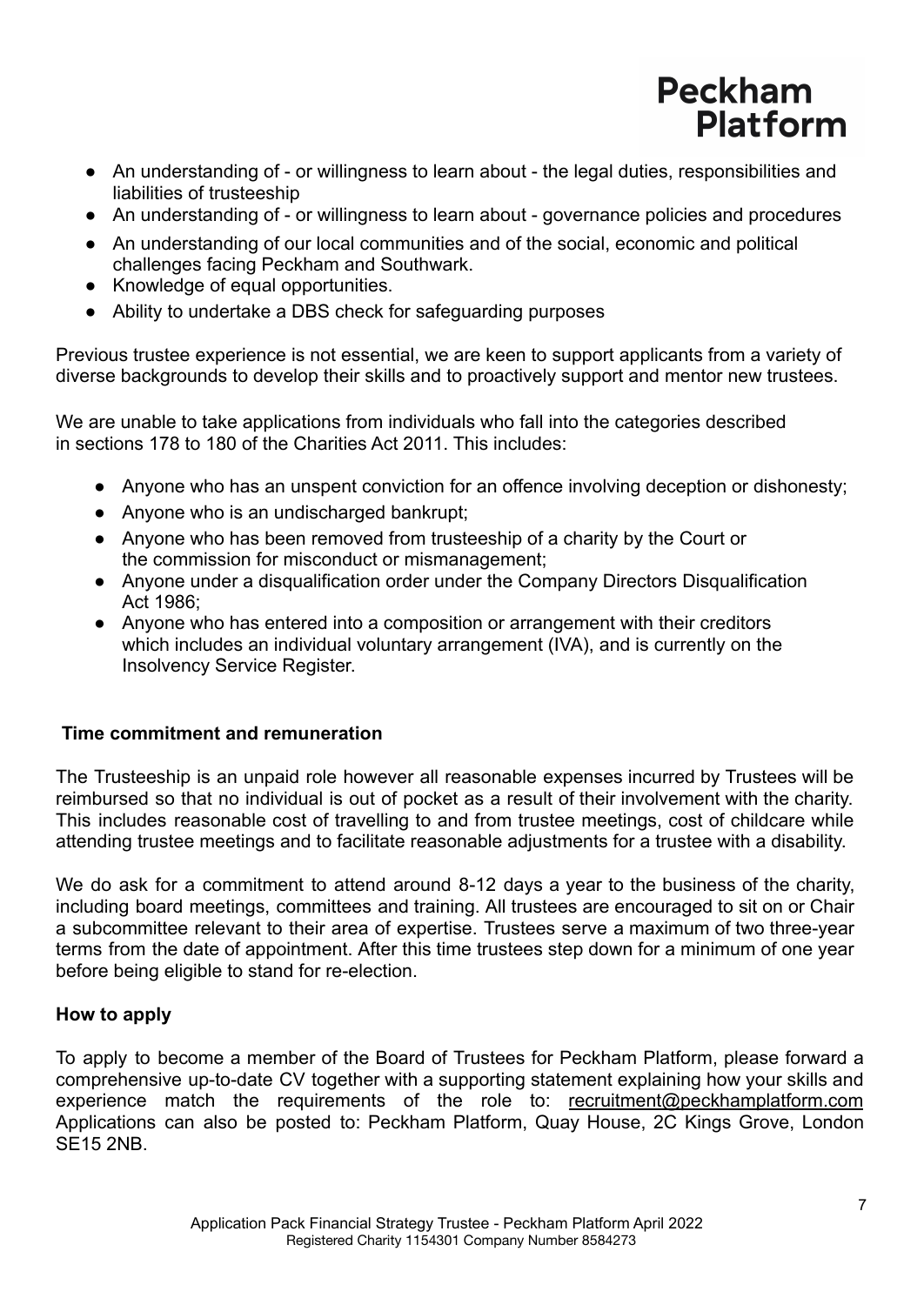- An understanding of - or willingness to learn about - the legal duties, responsibilities and liabilities of trusteeship
- An understanding of - or willingness to learn about - governance policies and procedures
- An understanding of our local communities and of the social, economic and political challenges facing Peckham and Southwark.
- Knowledge of equal opportunities.
- Ability to undertake a DBS check for safeguarding purposes

Previous trustee experience is not essential, we are keen to support applicants from a variety of diverse backgrounds to develop their skills and to proactively support and mentor new trustees.

We are unable to take applications from individuals who fall into the categories described in sections 178 to 180 of the Charities Act 2011. This includes:

- Anyone who has an unspent conviction for an offence involving deception or dishonesty;
- Anyone who is an undischarged bankrupt;
- Anyone who has been removed from trusteeship of a charity by the Court or the commission for misconduct or mismanagement;
- Anyone under a disqualification order under the Company Directors Disqualification Act 1986;
- Anyone who has entered into a composition or arrangement with their creditors which includes an individual voluntary arrangement (IVA), and is currently on the Insolvency Service Register.

## Time commitment and remuneration

The Trusteeship is an unpaid role however all reasonable expenses incurred by Trustees will be reimbursed so that no individual is out of pocket as a result of their involvement with the charity. This includes reasonable cost of travelling to and from trustee meetings, cost of childcare while attending trustee meetings and to facilitate reasonable adjustments for a trustee with a disability.

We do ask for a commitment to attend around 8-12 days a year to the business of the charity, including board meetings, committees and training. All trustees are encouraged to sit on or Chair a subcommittee relevant to their area of expertise. Trustees serve a maximum of two three-year terms from the date of appointment. After this time trustees step down for a minimum of one year before being eligible to stand for re-election.

## How to apply

To apply to become a member of the Board of Trustees for Peckham Platform, please forward a comprehensive up-to-date CV together with a supporting statement explaining how your skills and experience match the requirements of the role to: recruitment@peckhamplatform.com Applications can also be posted to: Peckham Platform, Quay House, 2C Kings Grove, London SE15 2NB.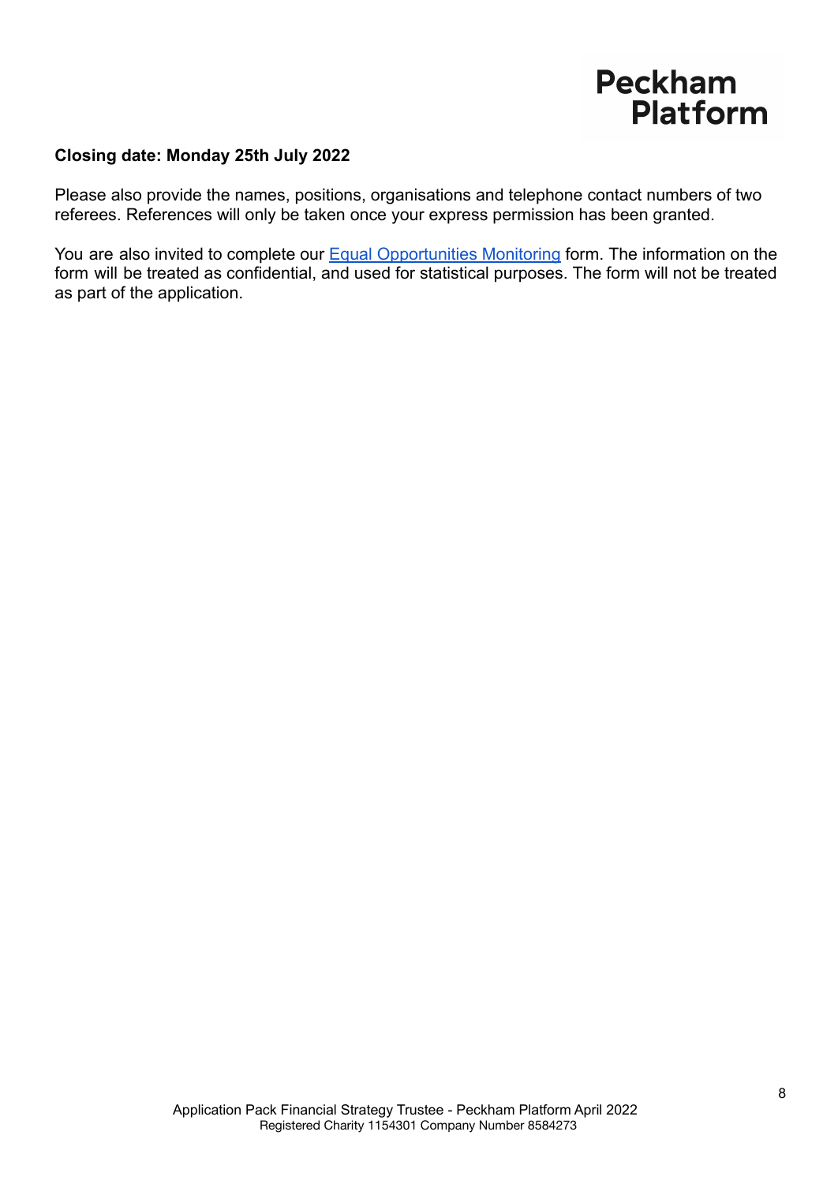**Closing date: Monday 25th July 2022**

Please also provide the names, positions, organisations and telephone contact numbers of two referees. References will only be taken once your express permission has been granted.

You are also invited to complete our Equal Opportunities Monitoring form. The information on the form will be treated as confidential, and used for statistical purposes. The form will not be treated as part of the application.